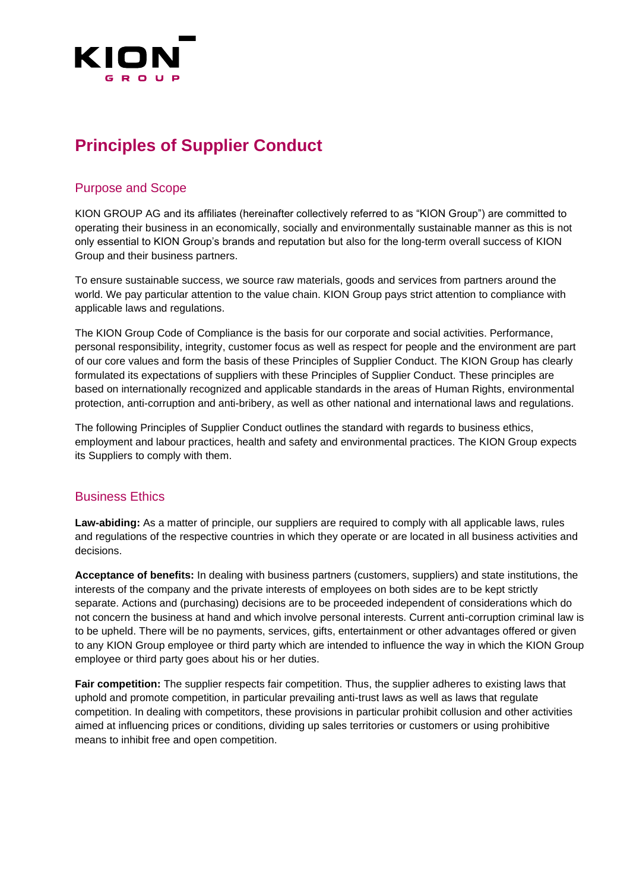# Principles of Supplier Conduct

## Purpose and Scope

KION GROUP AG and its affiliates (hereinafter collectively referred to as "KION Group") are committed to operating their business in an economically, socially and environmentally sustainable manner as this is not only essential to KION Group's brands and reputation but also for the long-term overall success of KION Group and their business partners.

To ensure sustainable success, we source raw materials, goods and services from partners around the world. We pay particular attention to the value chain. KION Group pays strict attention to compliance with applicable laws and regulations.

The KION Group Code of Compliance is the basis for our corporate and social activities. Performance, personal responsibility, integrity, customer focus as well as respect for people and the environment are part of our core values and form the basis of these Principles of Supplier Conduct. The KION Group has clearly formulated its expectations of suppliers with these Principles of Supplier Conduct. These principles are based on internationally recognized and applicable standards in the areas of Human Rights, environmental protection, anti-corruption and anti-bribery, as well as other national and international laws and regulations.

The following Principles of Supplier Conduct outlines the standard with regards to business ethics, employment and labour practices, health and safety and environmental practices. The KION Group expects its Suppliers to comply with them.

## Business Ethics

**Law-abiding:** As a matter of principle, our suppliers are required to comply with all applicable laws, rules and regulations of the respective countries in which they operate or are located in all business activities and decisions.

**Acceptance of benefits:** In dealing with business partners (customers, suppliers) and state institutions, the interests of the company and the private interests of employees on both sides are to be kept strictly separate. Actions and (purchasing) decisions are to be proceeded independent of considerations which do not concern the business at hand and which involve personal interests. Current anti-corruption criminal law is to be upheld. There will be no payments, services, gifts, entertainment or other advantages offered or given to any KION Group employee or third party which are intended to influence the way in which the KION Group employee or third party goes about his or her duties.

**Fair competition:** The supplier respects fair competition. Thus, the supplier adheres to existing laws that uphold and promote competition, in particular prevailing anti-trust laws as well as laws that regulate competition. In dealing with competitors, these provisions in particular prohibit collusion and other activities aimed at influencing prices or conditions, dividing up sales territories or customers or using prohibitive means to inhibit free and open competition.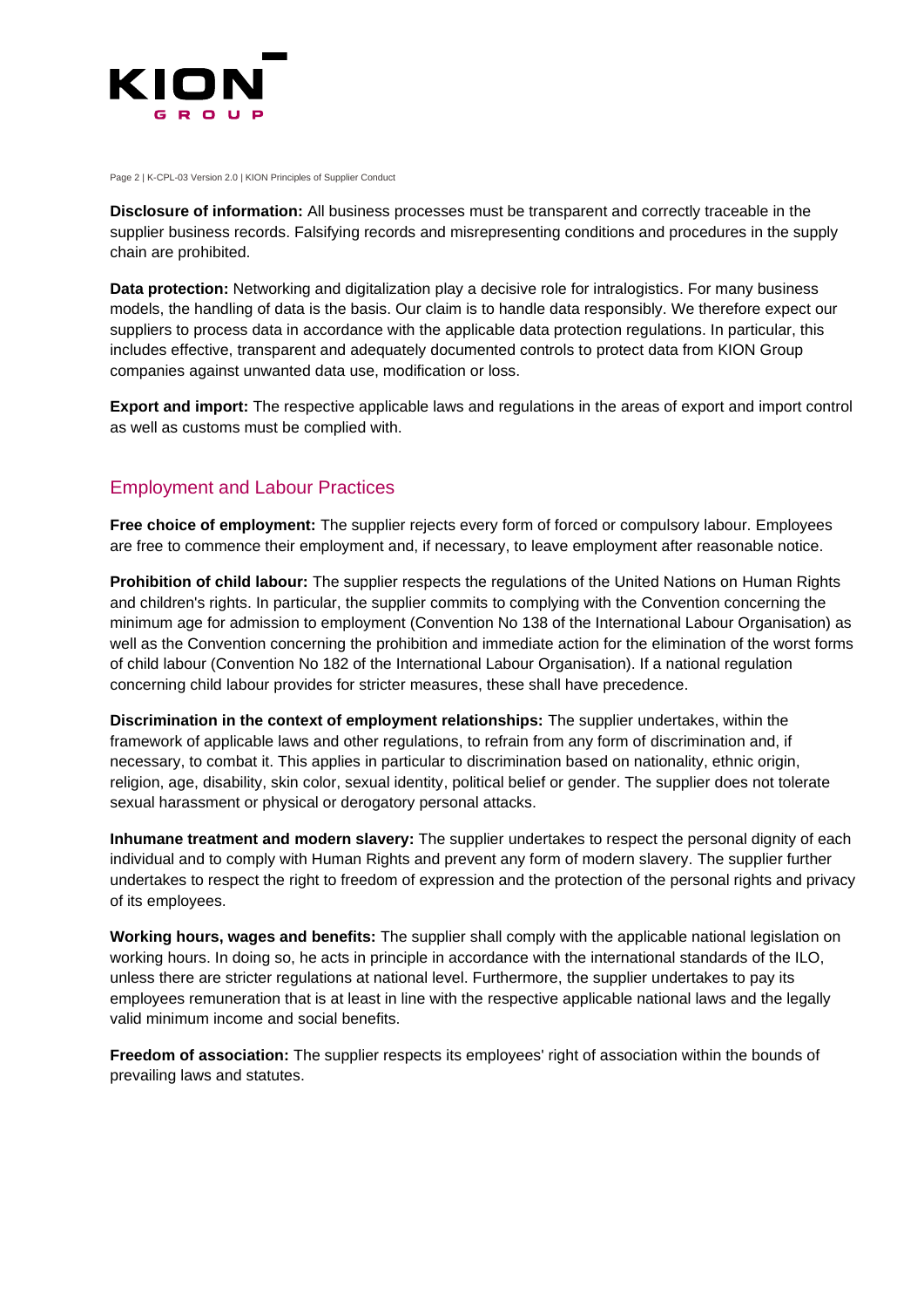**Disclosure of information:** All business processes must be transparent and correctly traceable in the supplier business records. Falsifying records and misrepresenting conditions and procedures in the supply chain are prohibited.

**Data protection:** Networking and digitalization play a decisive role for intralogistics. For many business models, the handling of data is the basis. Our claim is to handle data responsibly. We therefore expect our suppliers to process data in accordance with the applicable data protection regulations. In particular, this includes effective, transparent and adequately documented controls to protect data from KION Group companies against unwanted data use, modification or loss.

**Export and import:** The respective applicable laws and regulations in the areas of export and import control as well as customs must be complied with.

## Employment and Labour Practices

**Free choice of employment:** The supplier rejects every form of forced or compulsory labour. Employees are free to commence their employment and, if necessary, to leave employment after reasonable notice.

**Prohibition of child labour:** The supplier respects the regulations of the United Nations on Human Rights and children's rights. In particular, the supplier commits to complying with the Convention concerning the minimum age for admission to employment (Convention No 138 of the International Labour Organisation) as well as the Convention concerning the prohibition and immediate action for the elimination of the worst forms of child labour (Convention No 182 of the International Labour Organisation). If a national regulation concerning child labour provides for stricter measures, these shall have precedence.

**Discrimination in the context of employment relationships:** The supplier undertakes, within the framework of applicable laws and other regulations, to refrain from any form of discrimination and, if necessary, to combat it. This applies in particular to discrimination based on nationality, ethnic origin, religion, age, disability, skin color, sexual identity, political belief or gender. The supplier does not tolerate sexual harassment or physical or derogatory personal attacks.

**Inhumane treatment and modern slavery:** The supplier undertakes to respect the personal dignity of each individual and to comply with Human Rights and prevent any form of modern slavery. The supplier further undertakes to respect the right to freedom of expression and the protection of the personal rights and privacy of its employees.

**Working hours, wages and benefits:** The supplier shall comply with the applicable national legislation on working hours. In doing so, he acts in principle in accordance with the international standards of the ILO, unless there are stricter regulations at national level. Furthermore, the supplier undertakes to pay its employees remuneration that is at least in line with the respective applicable national laws and the legally valid minimum income and social benefits.

**Freedom of association:** The supplier respects its employees' right of association within the bounds of prevailing laws and statutes.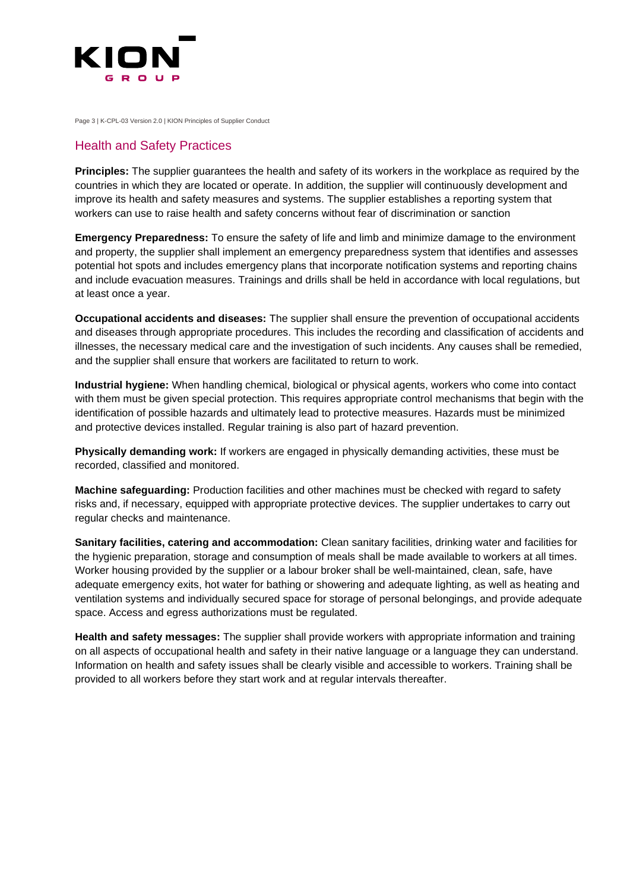## Health and Safety Practices

**Principles:** The supplier guarantees the health and safety of its workers in the workplace as required by the countries in which they are located or operate. In addition, the supplier will continuously development and improve its health and safety measures and systems. The supplier establishes a reporting system that workers can use to raise health and safety concerns without fear of discrimination or sanction

**Emergency Preparedness:** To ensure the safety of life and limb and minimize damage to the environment and property, the supplier shall implement an emergency preparedness system that identifies and assesses potential hot spots and includes emergency plans that incorporate notification systems and reporting chains and include evacuation measures. Trainings and drills shall be held in accordance with local regulations, but at least once a year.

**Occupational accidents and diseases:** The supplier shall ensure the prevention of occupational accidents and diseases through appropriate procedures. This includes the recording and classification of accidents and illnesses, the necessary medical care and the investigation of such incidents. Any causes shall be remedied, and the supplier shall ensure that workers are facilitated to return to work.

**Industrial hygiene:** When handling chemical, biological or physical agents, workers who come into contact with them must be given special protection. This requires appropriate control mechanisms that begin with the identification of possible hazards and ultimately lead to protective measures. Hazards must be minimized and protective devices installed. Regular training is also part of hazard prevention.

**Physically demanding work:** If workers are engaged in physically demanding activities, these must be recorded, classified and monitored.

**Machine safeguarding:** Production facilities and other machines must be checked with regard to safety risks and, if necessary, equipped with appropriate protective devices. The supplier undertakes to carry out regular checks and maintenance.

**Sanitary facilities, catering and accommodation:** Clean sanitary facilities, drinking water and facilities for the hygienic preparation, storage and consumption of meals shall be made available to workers at all times. Worker housing provided by the supplier or a labour broker shall be well-maintained, clean, safe, have adequate emergency exits, hot water for bathing or showering and adequate lighting, as well as heating and ventilation systems and individually secured space for storage of personal belongings, and provide adequate space. Access and egress authorizations must be regulated.

**Health and safety messages:** The supplier shall provide workers with appropriate information and training on all aspects of occupational health and safety in their native language or a language they can understand. Information on health and safety issues shall be clearly visible and accessible to workers. Training shall be provided to all workers before they start work and at regular intervals thereafter.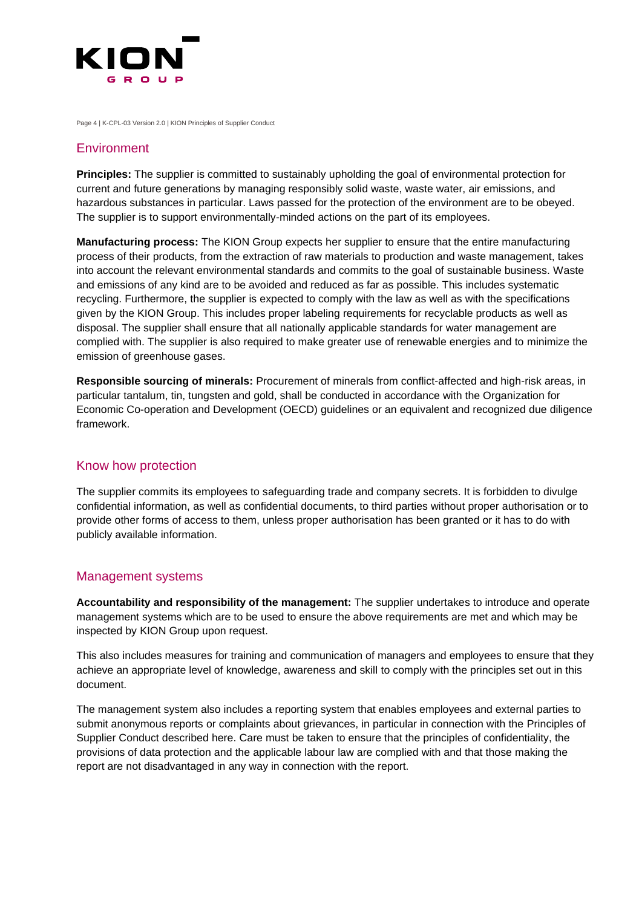## Environment

**Principles:** The supplier is committed to sustainably upholding the goal of environmental protection for current and future generations by managing responsibly solid waste, waste water, air emissions, and hazardous substances in particular. Laws passed for the protection of the environment are to be obeyed. The supplier is to support environmentally-minded actions on the part of its employees.

**Manufacturing process:** The KION Group expects her supplier to ensure that the entire manufacturing process of their products, from the extraction of raw materials to production and waste management, takes into account the relevant environmental standards and commits to the goal of sustainable business. Waste and emissions of any kind are to be avoided and reduced as far as possible. This includes systematic recycling. Furthermore, the supplier is expected to comply with the law as well as with the specifications given by the KION Group. This includes proper labeling requirements for recyclable products as well as disposal. The supplier shall ensure that all nationally applicable standards for water management are complied with. The supplier is also required to make greater use of renewable energies and to minimize the emission of greenhouse gases.

**Responsible sourcing of minerals:** Procurement of minerals from conflict-affected and high-risk areas, in particular tantalum, tin, tungsten and gold, shall be conducted in accordance with the Organization for Economic Co-operation and Development (OECD) guidelines or an equivalent and recognized due diligence framework.

## Know how protection

The supplier commits its employees to safeguarding trade and company secrets. It is forbidden to divulge confidential information, as well as confidential documents, to third parties without proper authorisation or to provide other forms of access to them, unless proper authorisation has been granted or it has to do with publicly available information.

## Management systems

**Accountability and responsibility of the management:** The supplier undertakes to introduce and operate management systems which are to be used to ensure the above requirements are met and which may be inspected by KION Group upon request.

This also includes measures for training and communication of managers and employees to ensure that they achieve an appropriate level of knowledge, awareness and skill to comply with the principles set out in this document.

The management system also includes a reporting system that enables employees and external parties to submit anonymous reports or complaints about grievances, in particular in connection with the Principles of Supplier Conduct described here. Care must be taken to ensure that the principles of confidentiality, the provisions of data protection and the applicable labour law are complied with and that those making the report are not disadvantaged in any way in connection with the report.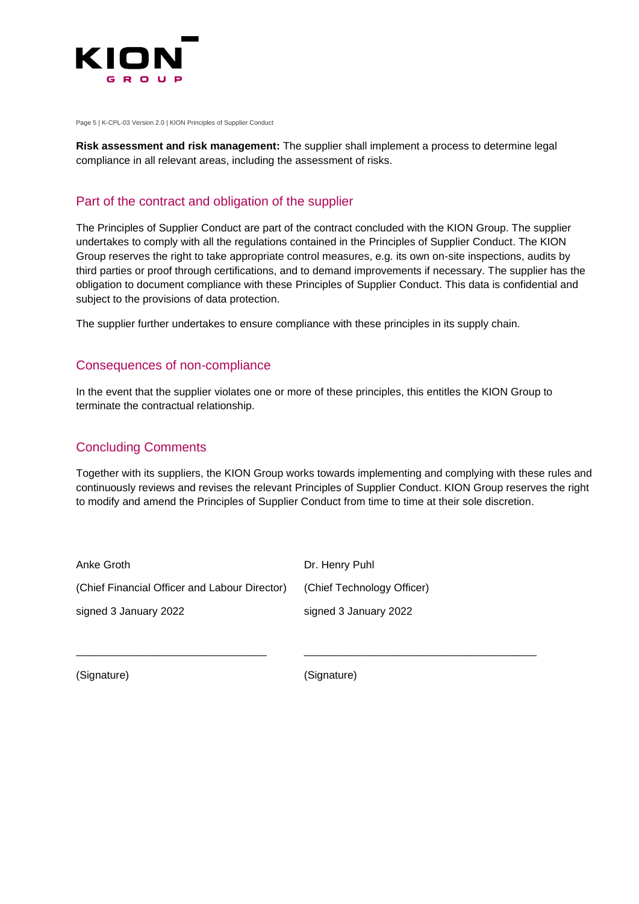**Risk assessment and risk management:** The supplier shall implement a process to determine legal compliance in all relevant areas, including the assessment of risks.

## Part of the contract and obligation of the supplier

The Principles of Supplier Conduct are part of the contract concluded with the KION Group. The supplier undertakes to comply with all the regulations contained in the Principles of Supplier Conduct. The KION Group reserves the right to take appropriate control measures, e.g. its own on-site inspections, audits by third parties or proof through certifications, and to demand improvements if necessary. The supplier has the obligation to document compliance with these Principles of Supplier Conduct. This data is confidential and subject to the provisions of data protection.

The supplier further undertakes to ensure compliance with these principles in its supply chain.

## Consequences of non-compliance

In the event that the supplier violates one or more of these principles, this entitles the KION Group to terminate the contractual relationship.

## Concluding Comments

Together with its suppliers, the KION Group works towards implementing and complying with these rules and continuously reviews and revises the relevant Principles of Supplier Conduct. KION Group reserves the right to modify and amend the Principles of Supplier Conduct from time to time at their sole discretion.

| | |
|---|---|
| Anke Groth | Dr. Henry Puhl |
| (Chief Financial Officer and Labour Director) | (Chief Technology Officer) |
| signed 3 January 2022 | signed 3 January 2022 |
| ______________________________ | ____________________________________ |
| (Signature) | (Signature) |